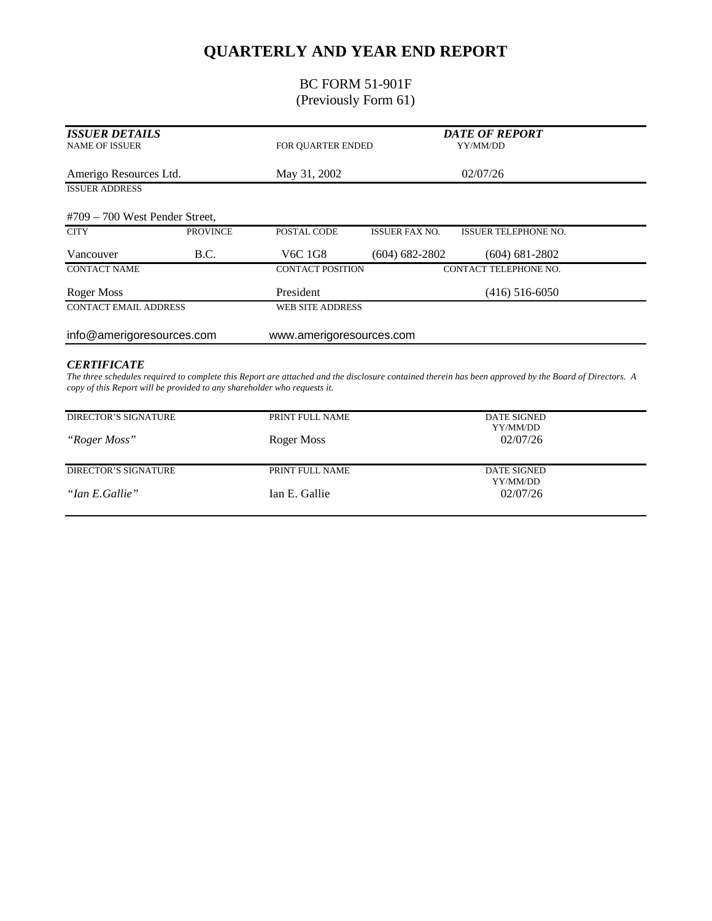# QUARTERLY AND YEAR END REPORT

## BC FORM 51-901F
(Previously Form 61)

| ***ISSUER DETAILS*** | | | | ***DATE OF REPORT*** |
|---|---|---|---|---|
| NAME OF ISSUER | | FOR QUARTER ENDED | | YY/MM/DD |
| Amerigo Resources Ltd. | | May 31, 2002 | | 02/07/26 |
| ISSUER ADDRESS | | | | |
| #709 – 700 West Pender Street, | | | | |
| CITY | PROVINCE | POSTAL CODE | ISSUER FAX NO. | ISSUER TELEPHONE NO. |
| Vancouver | B.C. | V6C 1G8 | (604) 682-2802 | (604) 681-2802 |
| CONTACT NAME | | CONTACT POSITION | | CONTACT TELEPHONE NO. |
| Roger Moss | | President | | (416) 516-6050 |
| CONTACT EMAIL ADDRESS | | WEB SITE ADDRESS | | |
| info@amerigoresources.com | | www.amerigoresources.com | | |

***CERTIFICATE***

*The three schedules required to complete this Report are attached and the disclosure contained therein has been approved by the Board of Directors. A copy of this Report will be provided to any shareholder who requests it.*

| DIRECTOR'S SIGNATURE | PRINT FULL NAME | DATE SIGNED YY/MM/DD |
|---|---|---|
| *"Roger Moss"* | Roger Moss | 02/07/26 |
| DIRECTOR'S SIGNATURE | PRINT FULL NAME | DATE SIGNED YY/MM/DD |
| *"Ian E.Gallie"* | Ian E. Gallie | 02/07/26 |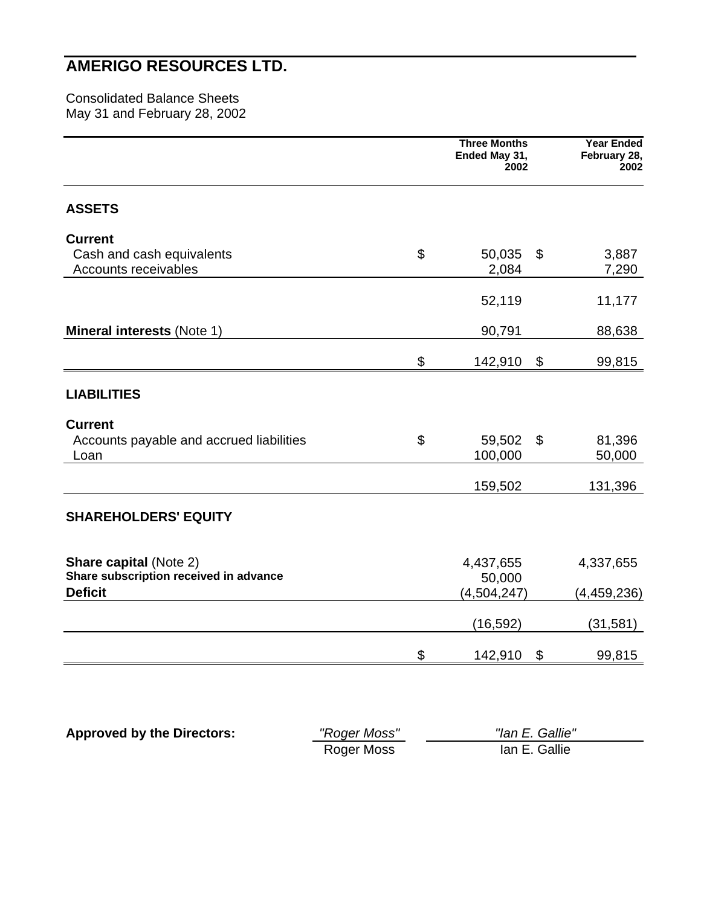# AMERIGO RESOURCES LTD.

Consolidated Balance Sheets
May 31 and February 28, 2002

| | Three Months Ended May 31, 2002 | Year Ended February 28, 2002 |
|---|---|---|
| **ASSETS** | | |
| **Current** | | |
| Cash and cash equivalents | $ 50,035 | $ 3,887 |
| Accounts receivables | 2,084 | 7,290 |
| | 52,119 | 11,177 |
| **Mineral interests** (Note 1) | 90,791 | 88,638 |
| | $ 142,910 | $ 99,815 |
| **LIABILITIES** | | |
| **Current** | | |
| Accounts payable and accrued liabilities | $ 59,502 | $ 81,396 |
| Loan | 100,000 | 50,000 |
| | 159,502 | 131,396 |
| **SHAREHOLDERS' EQUITY** | | |
| **Share capital** (Note 2) | 4,437,655 | 4,337,655 |
| **Share subscription received in advance** | 50,000 | |
| **Deficit** | (4,504,247) | (4,459,236) |
| | (16,592) | (31,581) |
| | $ 142,910 | $ 99,815 |

**Approved by the Directors:**

| *"Roger Moss"* | *"Ian E. Gallie"* |
|---|---|
| Roger Moss | Ian E. Gallie |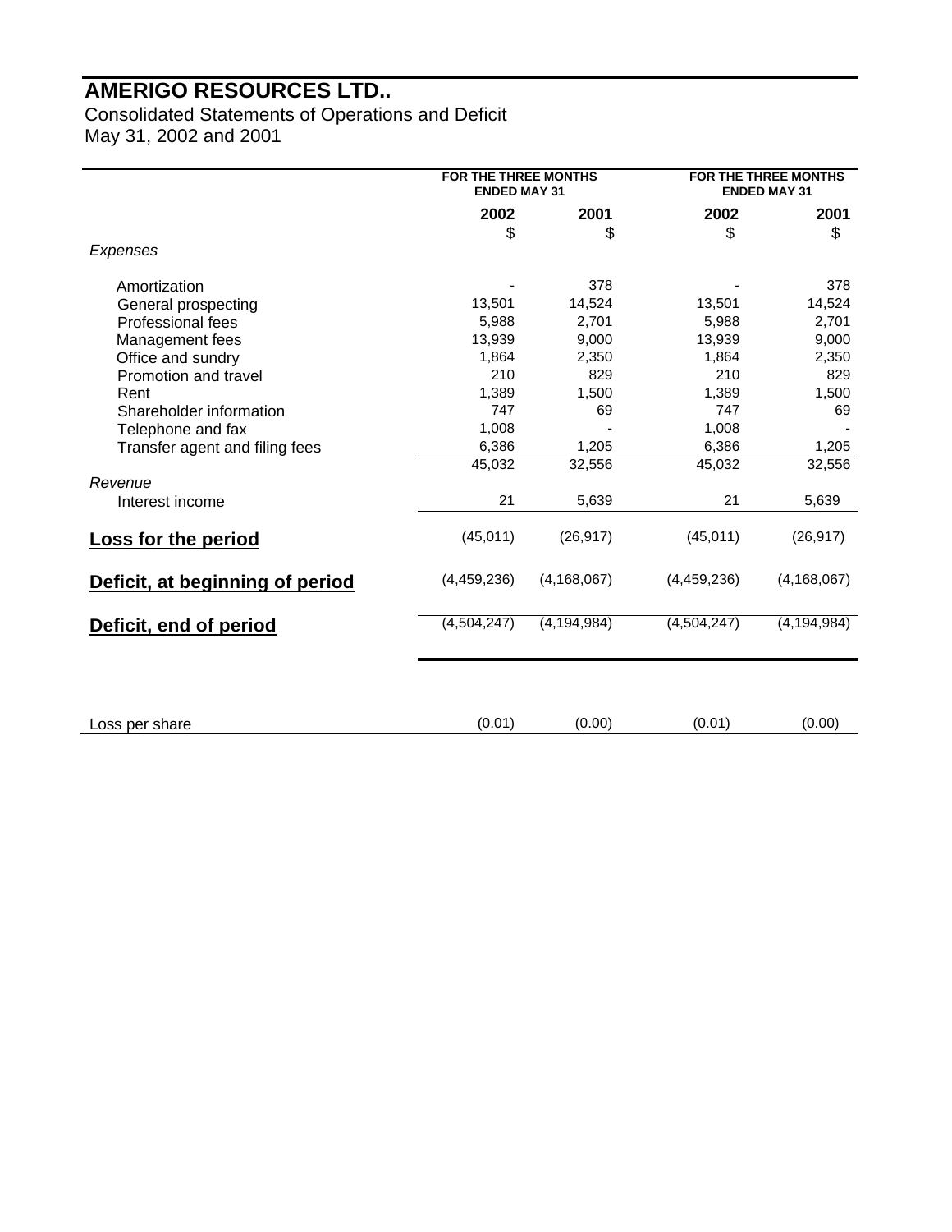# AMERIGO RESOURCES LTD..

Consolidated Statements of Operations and Deficit
May 31, 2002 and 2001

| | FOR THE THREE MONTHS ENDED MAY 31 | | FOR THE THREE MONTHS ENDED MAY 31 | |
|---|---|---|---|---|
| | 2002 | 2001 | 2002 | 2001 |
| | $ | $ | $ | $ |
| *Expenses* | | | | |
| Amortization | - | 378 | - | 378 |
| General prospecting | 13,501 | 14,524 | 13,501 | 14,524 |
| Professional fees | 5,988 | 2,701 | 5,988 | 2,701 |
| Management fees | 13,939 | 9,000 | 13,939 | 9,000 |
| Office and sundry | 1,864 | 2,350 | 1,864 | 2,350 |
| Promotion and travel | 210 | 829 | 210 | 829 |
| Rent | 1,389 | 1,500 | 1,389 | 1,500 |
| Shareholder information | 747 | 69 | 747 | 69 |
| Telephone and fax | 1,008 | - | 1,008 | - |
| Transfer agent and filing fees | 6,386 | 1,205 | 6,386 | 1,205 |
| | 45,032 | 32,556 | 45,032 | 32,556 |
| *Revenue* | | | | |
| Interest income | 21 | 5,639 | 21 | 5,639 |
| **Loss for the period** | (45,011) | (26,917) | (45,011) | (26,917) |
| **Deficit, at beginning of period** | (4,459,236) | (4,168,067) | (4,459,236) | (4,168,067) |
| **Deficit, end of period** | (4,504,247) | (4,194,984) | (4,504,247) | (4,194,984) |
| Loss per share | (0.01) | (0.00) | (0.01) | (0.00) |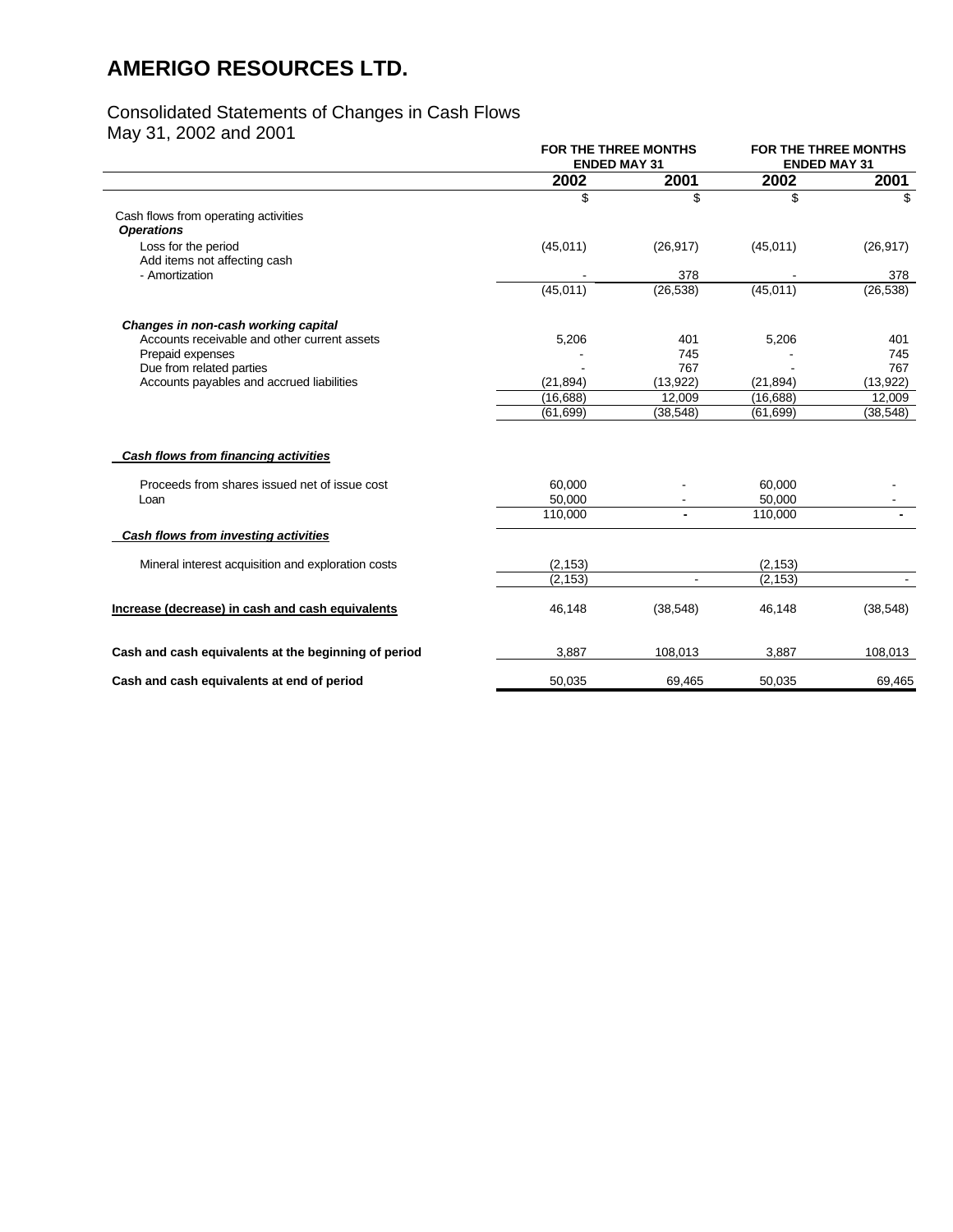# AMERIGO RESOURCES LTD.

## Consolidated Statements of Changes in Cash Flows
May 31, 2002 and 2001

| | FOR THE THREE MONTHS ENDED MAY 31 | | FOR THE THREE MONTHS ENDED MAY 31 | |
|---|---|---|---|---|
| | **2002** | **2001** | **2002** | **2001** |
| | $ | $ | $ | $ |
| Cash flows from operating activities | | | | |
| ***Operations*** | | | | |
| Loss for the period | (45,011) | (26,917) | (45,011) | (26,917) |
| Add items not affecting cash | | | | |
| - Amortization | - | 378 | - | 378 |
| | (45,011) | (26,538) | (45,011) | (26,538) |
| ***Changes in non-cash working capital*** | | | | |
| Accounts receivable and other current assets | 5,206 | 401 | 5,206 | 401 |
| Prepaid expenses | - | 745 | - | 745 |
| Due from related parties | - | 767 | - | 767 |
| Accounts payables and accrued liabilities | (21,894) | (13,922) | (21,894) | (13,922) |
| | (16,688) | 12,009 | (16,688) | 12,009 |
| | (61,699) | (38,548) | (61,699) | (38,548) |
| ***Cash flows from financing activities*** | | | | |
| Proceeds from shares issued net of issue cost | 60,000 | - | 60,000 | - |
| Loan | 50,000 | - | 50,000 | - |
| | 110,000 | - | 110,000 | - |
| ***Cash flows from investing activities*** | | | | |
| Mineral interest acquisition and exploration costs | (2,153) | | (2,153) | |
| | (2,153) | - | (2,153) | - |
| **Increase (decrease) in cash and cash equivalents** | 46,148 | (38,548) | 46,148 | (38,548) |
| **Cash and cash equivalents at the beginning of period** | 3,887 | 108,013 | 3,887 | 108,013 |
| **Cash and cash equivalents at end of period** | 50,035 | 69,465 | 50,035 | 69,465 |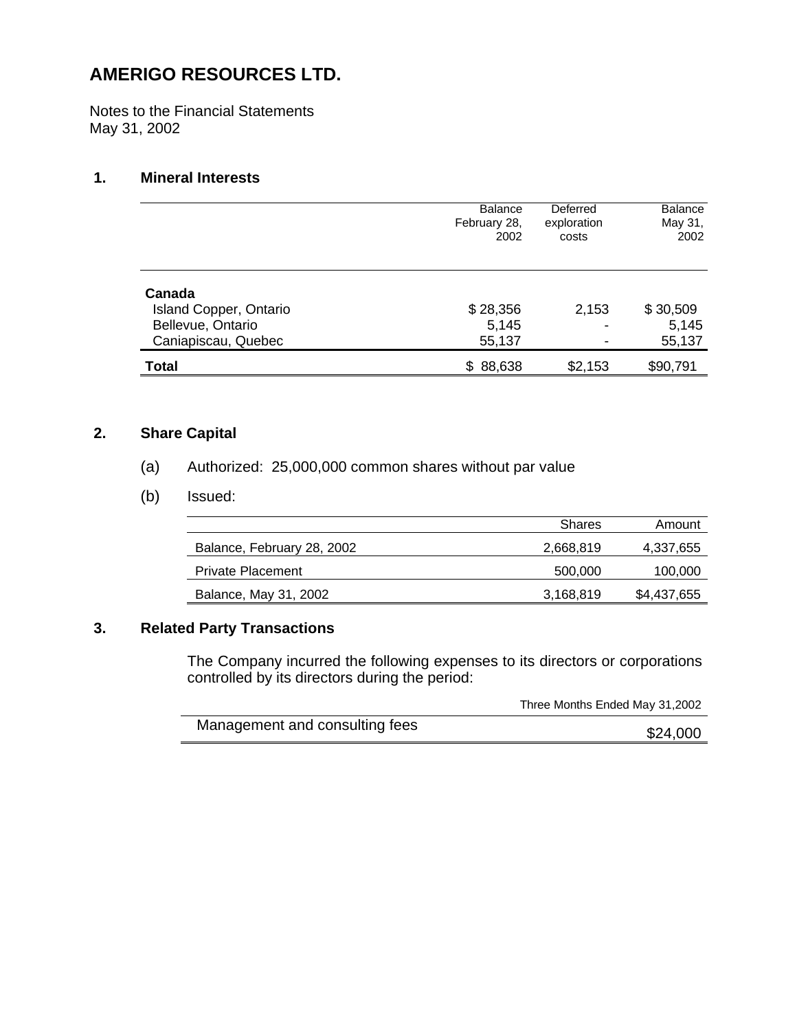# AMERIGO RESOURCES LTD.

Notes to the Financial Statements
May 31, 2002

## 1. Mineral Interests

| | Balance February 28, 2002 | Deferred exploration costs | Balance May 31, 2002 |
|---|---|---|---|
| **Canada** | | | |
| Island Copper, Ontario | $ 28,356 | 2,153 | $ 30,509 |
| Bellevue, Ontario | 5,145 | - | 5,145 |
| Caniapiscau, Quebec | 55,137 | - | 55,137 |
| **Total** | $ 88,638 | $2,153 | $90,791 |

## 2. Share Capital

(a) Authorized: 25,000,000 common shares without par value

(b) Issued:

| | Shares | Amount |
|---|---|---|
| Balance, February 28, 2002 | 2,668,819 | 4,337,655 |
| Private Placement | 500,000 | 100,000 |
| Balance, May 31, 2002 | 3,168,819 | $4,437,655 |

## 3. Related Party Transactions

The Company incurred the following expenses to its directors or corporations controlled by its directors during the period:

| | Three Months Ended May 31,2002 |
|---|---|
| Management and consulting fees | $24,000 |